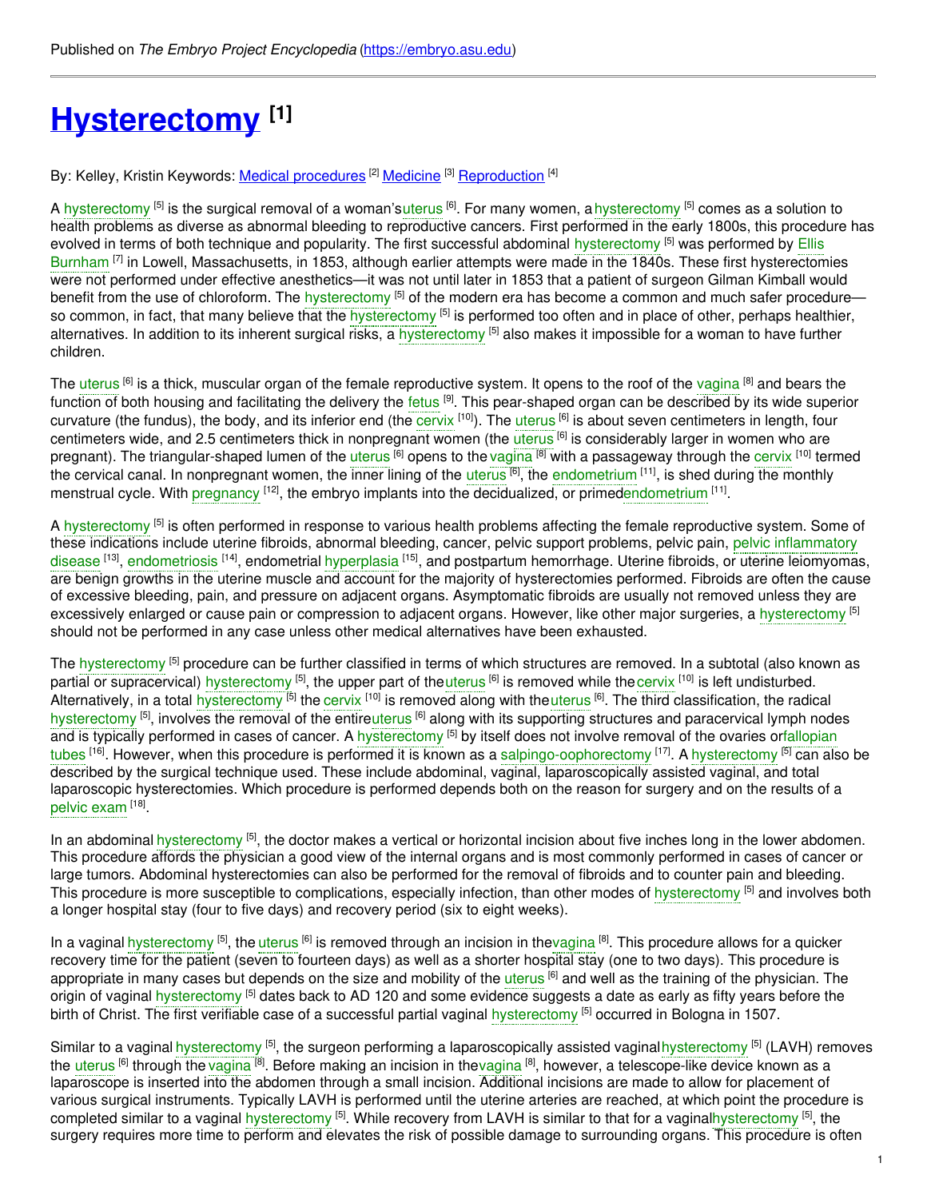Published on *The Embryo Project Encyclopedia* (https://embryo.asu.edu)

# Hysterectomy [1]

By: Kelley, Kristin Keywords: Medical procedures [2] Medicine [3] Reproduction [4]

A hysterectomy [5] is the surgical removal of a woman's uterus [6]. For many women, a hysterectomy [5] comes as a solution to health problems as diverse as abnormal bleeding to reproductive cancers. First performed in the early 1800s, this procedure has evolved in terms of both technique and popularity. The first successful abdominal hysterectomy [5] was performed by Ellis Burnham [7] in Lowell, Massachusetts, in 1853, although earlier attempts were made in the 1840s. These first hysterectomies were not performed under effective anesthetics—it was not until later in 1853 that a patient of surgeon Gilman Kimball would benefit from the use of chloroform. The hysterectomy [5] of the modern era has become a common and much safer procedure—so common, in fact, that many believe that the hysterectomy [5] is performed too often and in place of other, perhaps healthier, alternatives. In addition to its inherent surgical risks, a hysterectomy [5] also makes it impossible for a woman to have further children.

The uterus [6] is a thick, muscular organ of the female reproductive system. It opens to the roof of the vagina [8] and bears the function of both housing and facilitating the delivery the fetus [9]. This pear-shaped organ can be described by its wide superior curvature (the fundus), the body, and its inferior end (the cervix [10]). The uterus [6] is about seven centimeters in length, four centimeters wide, and 2.5 centimeters thick in nonpregnant women (the uterus [6] is considerably larger in women who are pregnant). The triangular-shaped lumen of the uterus [6] opens to the vagina [8] with a passageway through the cervix [10] termed the cervical canal. In nonpregnant women, the inner lining of the uterus [6], the endometrium [11], is shed during the monthly menstrual cycle. With pregnancy [12], the embryo implants into the decidualized, or primed endometrium [11].

A hysterectomy [5] is often performed in response to various health problems affecting the female reproductive system. Some of these indications include uterine fibroids, abnormal bleeding, cancer, pelvic support problems, pelvic pain, pelvic inflammatory disease [13], endometriosis [14], endometrial hyperplasia [15], and postpartum hemorrhage. Uterine fibroids, or uterine leiomyomas, are benign growths in the uterine muscle and account for the majority of hysterectomies performed. Fibroids are often the cause of excessive bleeding, pain, and pressure on adjacent organs. Asymptomatic fibroids are usually not removed unless they are excessively enlarged or cause pain or compression to adjacent organs. However, like other major surgeries, a hysterectomy [5] should not be performed in any case unless other medical alternatives have been exhausted.

The hysterectomy [5] procedure can be further classified in terms of which structures are removed. In a subtotal (also known as partial or supracervical) hysterectomy [5], the upper part of the uterus [6] is removed while the cervix [10] is left undisturbed. Alternatively, in a total hysterectomy [5] the cervix [10] is removed along with the uterus [6]. The third classification, the radical hysterectomy [5], involves the removal of the entire uterus [6] along with its supporting structures and paracervical lymph nodes and is typically performed in cases of cancer. A hysterectomy [5] by itself does not involve removal of the ovaries or fallopian tubes [16]. However, when this procedure is performed it is known as a salpingo-oophorectomy [17]. A hysterectomy [5] can also be described by the surgical technique used. These include abdominal, vaginal, laparoscopically assisted vaginal, and total laparoscopic hysterectomies. Which procedure is performed depends both on the reason for surgery and on the results of a pelvic exam [18].

In an abdominal hysterectomy [5], the doctor makes a vertical or horizontal incision about five inches long in the lower abdomen. This procedure affords the physician a good view of the internal organs and is most commonly performed in cases of cancer or large tumors. Abdominal hysterectomies can also be performed for the removal of fibroids and to counter pain and bleeding. This procedure is more susceptible to complications, especially infection, than other modes of hysterectomy [5] and involves both a longer hospital stay (four to five days) and recovery period (six to eight weeks).

In a vaginal hysterectomy [5], the uterus [6] is removed through an incision in the vagina [8]. This procedure allows for a quicker recovery time for the patient (seven to fourteen days) as well as a shorter hospital stay (one to two days). This procedure is appropriate in many cases but depends on the size and mobility of the uterus [6] and well as the training of the physician. The origin of vaginal hysterectomy [5] dates back to AD 120 and some evidence suggests a date as early as fifty years before the birth of Christ. The first verifiable case of a successful partial vaginal hysterectomy [5] occurred in Bologna in 1507.

Similar to a vaginal hysterectomy [5], the surgeon performing a laparoscopically assisted vaginal hysterectomy [5] (LAVH) removes the uterus [6] through the vagina [8]. Before making an incision in the vagina [8], however, a telescope-like device known as a laparoscope is inserted into the abdomen through a small incision. Additional incisions are made to allow for placement of various surgical instruments. Typically LAVH is performed until the uterine arteries are reached, at which point the procedure is completed similar to a vaginal hysterectomy [5]. While recovery from LAVH is similar to that for a vaginal hysterectomy [5], the surgery requires more time to perform and elevates the risk of possible damage to surrounding organs. This procedure is often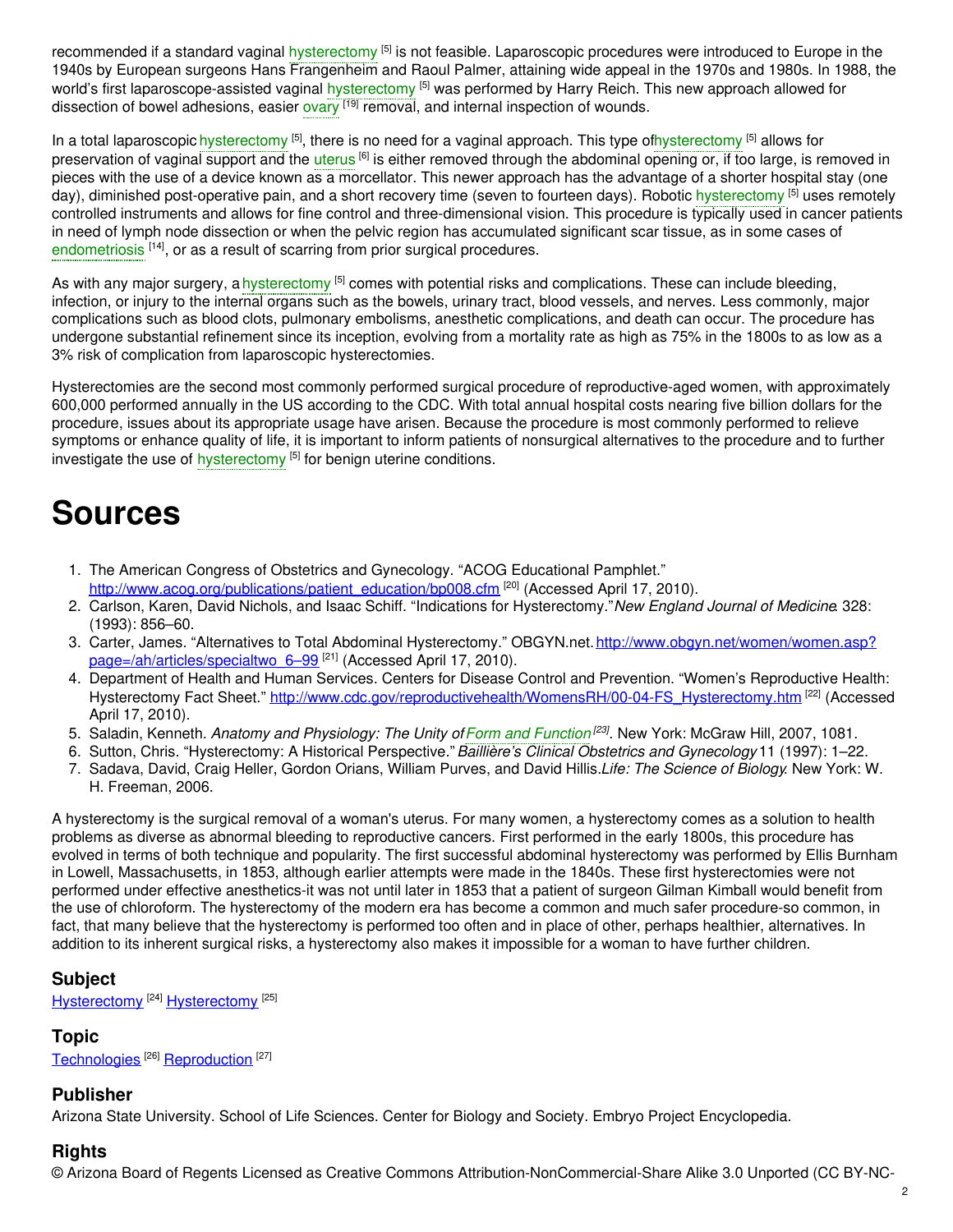recommended if a standard vaginal hysterectomy [5] is not feasible. Laparoscopic procedures were introduced to Europe in the 1940s by European surgeons Hans Frangenheim and Raoul Palmer, attaining wide appeal in the 1970s and 1980s. In 1988, the world's first laparoscope-assisted vaginal hysterectomy [5] was performed by Harry Reich. This new approach allowed for dissection of bowel adhesions, easier ovary [19] removal, and internal inspection of wounds.

In a total laparoscopic hysterectomy [5], there is no need for a vaginal approach. This type of hysterectomy [5] allows for preservation of vaginal support and the uterus [6] is either removed through the abdominal opening or, if too large, is removed in pieces with the use of a device known as a morcellator. This newer approach has the advantage of a shorter hospital stay (one day), diminished post-operative pain, and a short recovery time (seven to fourteen days). Robotic hysterectomy [5] uses remotely controlled instruments and allows for fine control and three-dimensional vision. This procedure is typically used in cancer patients in need of lymph node dissection or when the pelvic region has accumulated significant scar tissue, as in some cases of endometriosis [14], or as a result of scarring from prior surgical procedures.

As with any major surgery, a hysterectomy [5] comes with potential risks and complications. These can include bleeding, infection, or injury to the internal organs such as the bowels, urinary tract, blood vessels, and nerves. Less commonly, major complications such as blood clots, pulmonary embolisms, anesthetic complications, and death can occur. The procedure has undergone substantial refinement since its inception, evolving from a mortality rate as high as 75% in the 1800s to as low as a 3% risk of complication from laparoscopic hysterectomies.

Hysterectomies are the second most commonly performed surgical procedure of reproductive-aged women, with approximately 600,000 performed annually in the US according to the CDC. With total annual hospital costs nearing five billion dollars for the procedure, issues about its appropriate usage have arisen. Because the procedure is most commonly performed to relieve symptoms or enhance quality of life, it is important to inform patients of nonsurgical alternatives to the procedure and to further investigate the use of hysterectomy [5] for benign uterine conditions.

# Sources

1. The American Congress of Obstetrics and Gynecology. "ACOG Educational Pamphlet." http://www.acog.org/publications/patient_education/bp008.cfm [20] (Accessed April 17, 2010).
2. Carlson, Karen, David Nichols, and Isaac Schiff. "Indications for Hysterectomy." *New England Journal of Medicine*. 328: (1993): 856–60.
3. Carter, James. "Alternatives to Total Abdominal Hysterectomy." OBGYN.net. http://www.obgyn.net/women/women.asp?page=/ah/articles/specialtwo_6–99 [21] (Accessed April 17, 2010).
4. Department of Health and Human Services. Centers for Disease Control and Prevention. "Women's Reproductive Health: Hysterectomy Fact Sheet." http://www.cdc.gov/reproductivehealth/WomensRH/00-04-FS_Hysterectomy.htm [22] (Accessed April 17, 2010).
5. Saladin, Kenneth. *Anatomy and Physiology: The Unity of Form and Function* [23]. New York: McGraw Hill, 2007, 1081.
6. Sutton, Chris. "Hysterectomy: A Historical Perspective." *Baillière's Clinical Obstetrics and Gynecology* 11 (1997): 1–22.
7. Sadava, David, Craig Heller, Gordon Orians, William Purves, and David Hillis. *Life: The Science of Biology*. New York: W. H. Freeman, 2006.

A hysterectomy is the surgical removal of a woman's uterus. For many women, a hysterectomy comes as a solution to health problems as diverse as abnormal bleeding to reproductive cancers. First performed in the early 1800s, this procedure has evolved in terms of both technique and popularity. The first successful abdominal hysterectomy was performed by Ellis Burnham in Lowell, Massachusetts, in 1853, although earlier attempts were made in the 1840s. These first hysterectomies were not performed under effective anesthetics-it was not until later in 1853 that a patient of surgeon Gilman Kimball would benefit from the use of chloroform. The hysterectomy of the modern era has become a common and much safer procedure-so common, in fact, that many believe that the hysterectomy is performed too often and in place of other, perhaps healthier, alternatives. In addition to its inherent surgical risks, a hysterectomy also makes it impossible for a woman to have further children.

### Subject

Hysterectomy [24] Hysterectomy [25]

### Topic

Technologies [26] Reproduction [27]

### Publisher

Arizona State University. School of Life Sciences. Center for Biology and Society. Embryo Project Encyclopedia.

### Rights

© Arizona Board of Regents Licensed as Creative Commons Attribution-NonCommercial-Share Alike 3.0 Unported (CC BY-NC-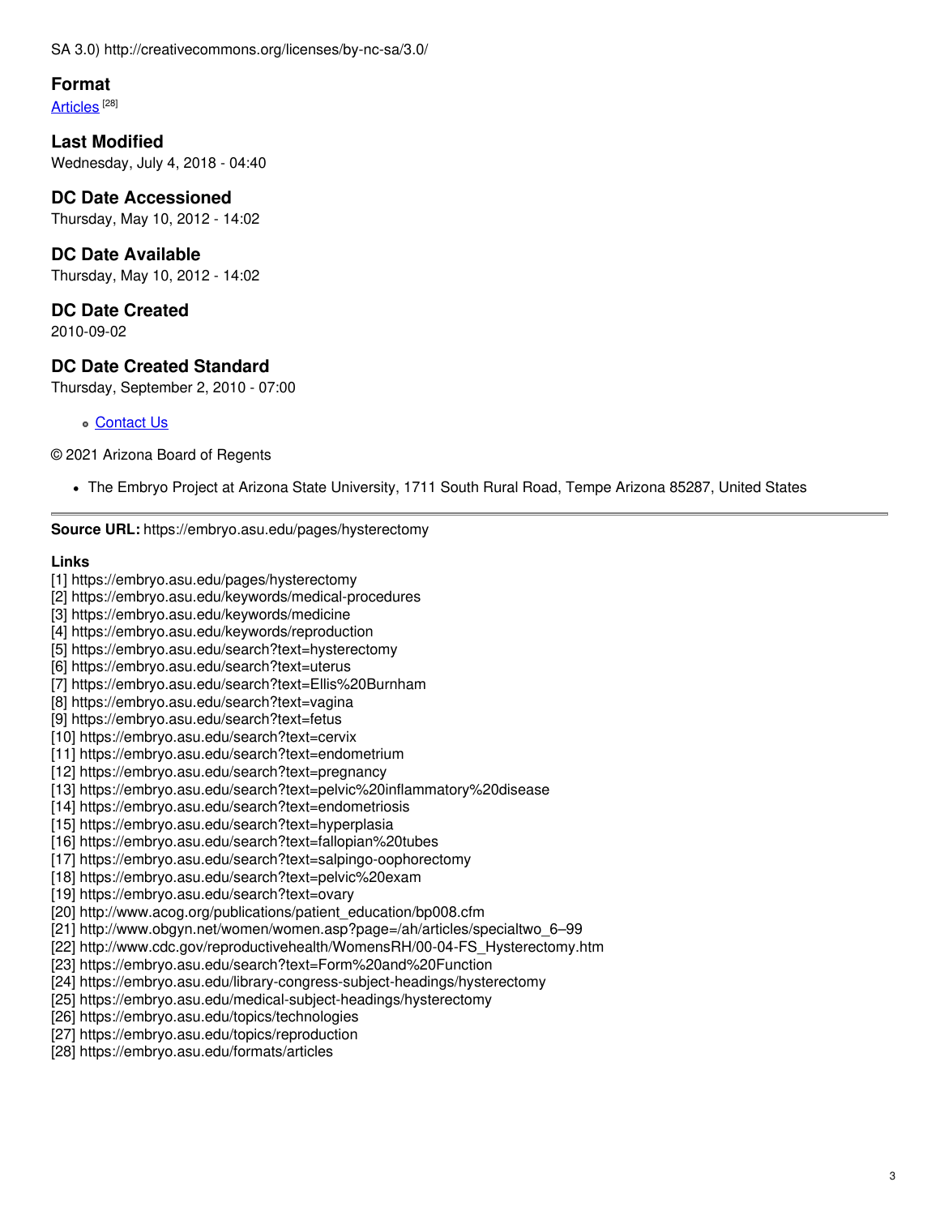SA 3.0) http://creativecommons.org/licenses/by-nc-sa/3.0/

## Format

Articles [28]

## Last Modified

Wednesday, July 4, 2018 - 04:40

## DC Date Accessioned

Thursday, May 10, 2012 - 14:02

## DC Date Available

Thursday, May 10, 2012 - 14:02

## DC Date Created

2010-09-02

## DC Date Created Standard

Thursday, September 2, 2010 - 07:00

- Contact Us

© 2021 Arizona Board of Regents

- The Embryo Project at Arizona State University, 1711 South Rural Road, Tempe Arizona 85287, United States

---

**Source URL:** https://embryo.asu.edu/pages/hysterectomy

**Links**

[1] https://embryo.asu.edu/pages/hysterectomy
[2] https://embryo.asu.edu/keywords/medical-procedures
[3] https://embryo.asu.edu/keywords/medicine
[4] https://embryo.asu.edu/keywords/reproduction
[5] https://embryo.asu.edu/search?text=hysterectomy
[6] https://embryo.asu.edu/search?text=uterus
[7] https://embryo.asu.edu/search?text=Ellis%20Burnham
[8] https://embryo.asu.edu/search?text=vagina
[9] https://embryo.asu.edu/search?text=fetus
[10] https://embryo.asu.edu/search?text=cervix
[11] https://embryo.asu.edu/search?text=endometrium
[12] https://embryo.asu.edu/search?text=pregnancy
[13] https://embryo.asu.edu/search?text=pelvic%20inflammatory%20disease
[14] https://embryo.asu.edu/search?text=endometriosis
[15] https://embryo.asu.edu/search?text=hyperplasia
[16] https://embryo.asu.edu/search?text=fallopian%20tubes
[17] https://embryo.asu.edu/search?text=salpingo-oophorectomy
[18] https://embryo.asu.edu/search?text=pelvic%20exam
[19] https://embryo.asu.edu/search?text=ovary
[20] http://www.acog.org/publications/patient_education/bp008.cfm
[21] http://www.obgyn.net/women/women.asp?page=/ah/articles/specialtwo_6–99
[22] http://www.cdc.gov/reproductivehealth/WomensRH/00-04-FS_Hysterectomy.htm
[23] https://embryo.asu.edu/search?text=Form%20and%20Function
[24] https://embryo.asu.edu/library-congress-subject-headings/hysterectomy
[25] https://embryo.asu.edu/medical-subject-headings/hysterectomy
[26] https://embryo.asu.edu/topics/technologies
[27] https://embryo.asu.edu/topics/reproduction
[28] https://embryo.asu.edu/formats/articles